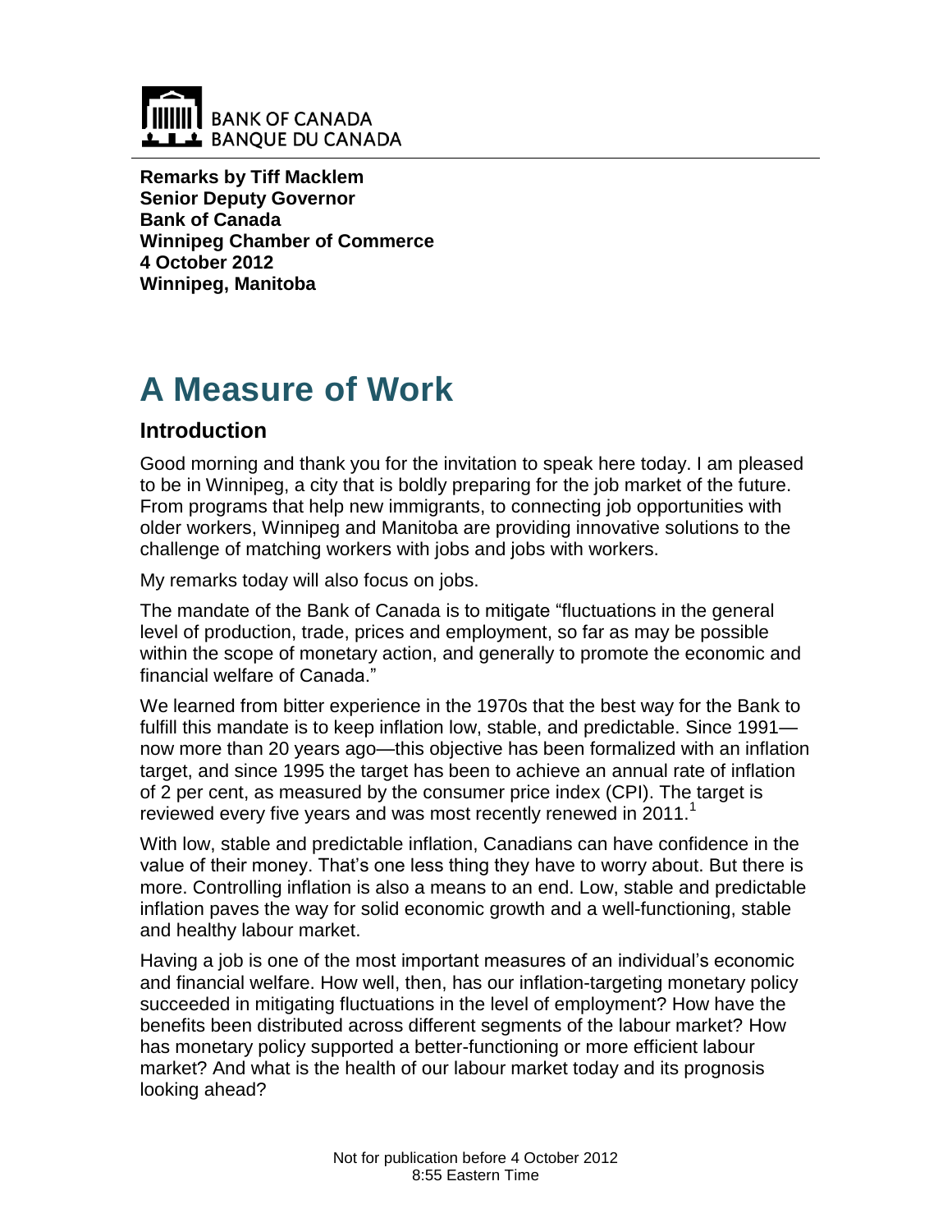BANK OF CANADA
BANQUE DU CANADA

**Remarks by Tiff Macklem**
**Senior Deputy Governor**
**Bank of Canada**
**Winnipeg Chamber of Commerce**
**4 October 2012**
**Winnipeg, Manitoba**

# A Measure of Work

## Introduction

Good morning and thank you for the invitation to speak here today. I am pleased to be in Winnipeg, a city that is boldly preparing for the job market of the future. From programs that help new immigrants, to connecting job opportunities with older workers, Winnipeg and Manitoba are providing innovative solutions to the challenge of matching workers with jobs and jobs with workers.

My remarks today will also focus on jobs.

The mandate of the Bank of Canada is to mitigate "fluctuations in the general level of production, trade, prices and employment, so far as may be possible within the scope of monetary action, and generally to promote the economic and financial welfare of Canada."

We learned from bitter experience in the 1970s that the best way for the Bank to fulfill this mandate is to keep inflation low, stable, and predictable. Since 1991—now more than 20 years ago—this objective has been formalized with an inflation target, and since 1995 the target has been to achieve an annual rate of inflation of 2 per cent, as measured by the consumer price index (CPI). The target is reviewed every five years and was most recently renewed in 2011.[1]

With low, stable and predictable inflation, Canadians can have confidence in the value of their money. That's one less thing they have to worry about. But there is more. Controlling inflation is also a means to an end. Low, stable and predictable inflation paves the way for solid economic growth and a well-functioning, stable and healthy labour market.

Having a job is one of the most important measures of an individual's economic and financial welfare. How well, then, has our inflation-targeting monetary policy succeeded in mitigating fluctuations in the level of employment? How have the benefits been distributed across different segments of the labour market? How has monetary policy supported a better-functioning or more efficient labour market? And what is the health of our labour market today and its prognosis looking ahead?

Not for publication before 4 October 2012
8:55 Eastern Time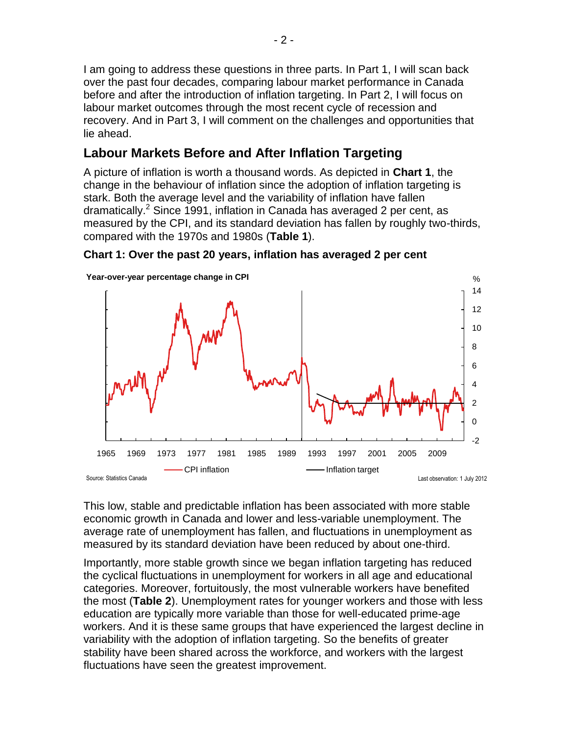I am going to address these questions in three parts. In Part 1, I will scan back over the past four decades, comparing labour market performance in Canada before and after the introduction of inflation targeting. In Part 2, I will focus on labour market outcomes through the most recent cycle of recession and recovery. And in Part 3, I will comment on the challenges and opportunities that lie ahead.

## Labour Markets Before and After Inflation Targeting

A picture of inflation is worth a thousand words. As depicted in **Chart 1**, the change in the behaviour of inflation since the adoption of inflation targeting is stark. Both the average level and the variability of inflation have fallen dramatically.[2] Since 1991, inflation in Canada has averaged 2 per cent, as measured by the CPI, and its standard deviation has fallen by roughly two-thirds, compared with the 1970s and 1980s (**Table 1**).

**Chart 1: Over the past 20 years, inflation has averaged 2 per cent**

Year-over-year percentage change in CPI

Source: Statistics Canada

Last observation: 1 July 2012

This low, stable and predictable inflation has been associated with more stable economic growth in Canada and lower and less-variable unemployment. The average rate of unemployment has fallen, and fluctuations in unemployment as measured by its standard deviation have been reduced by about one-third.

Importantly, more stable growth since we began inflation targeting has reduced the cyclical fluctuations in unemployment for workers in all age and educational categories. Moreover, fortuitously, the most vulnerable workers have benefited the most (**Table 2**). Unemployment rates for younger workers and those with less education are typically more variable than those for well-educated prime-age workers. And it is these same groups that have experienced the largest decline in variability with the adoption of inflation targeting. So the benefits of greater stability have been shared across the workforce, and workers with the largest fluctuations have seen the greatest improvement.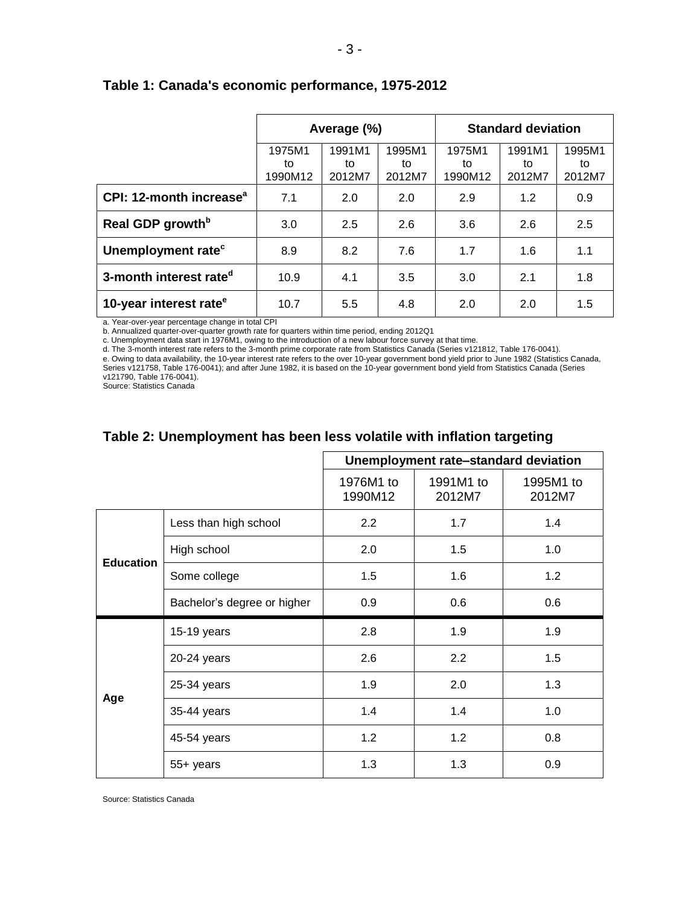**Table 1: Canada's economic performance, 1975-2012**

| | Average (%) | | | Standard deviation | | |
|---|---|---|---|---|---|---|
| | 1975M1 to 1990M12 | 1991M1 to 2012M7 | 1995M1 to 2012M7 | 1975M1 to 1990M12 | 1991M1 to 2012M7 | 1995M1 to 2012M7 |
| **CPI: 12-month increase[a]** | 7.1 | 2.0 | 2.0 | 2.9 | 1.2 | 0.9 |
| **Real GDP growth[b]** | 3.0 | 2.5 | 2.6 | 3.6 | 2.6 | 2.5 |
| **Unemployment rate[c]** | 8.9 | 8.2 | 7.6 | 1.7 | 1.6 | 1.1 |
| **3-month interest rate[d]** | 10.9 | 4.1 | 3.5 | 3.0 | 2.1 | 1.8 |
| **10-year interest rate[e]** | 10.7 | 5.5 | 4.8 | 2.0 | 2.0 | 1.5 |

a. Year-over-year percentage change in total CPI
b. Annualized quarter-over-quarter growth rate for quarters within time period, ending 2012Q1
c. Unemployment data start in 1976M1, owing to the introduction of a new labour force survey at that time.
d. The 3-month interest rate refers to the 3-month prime corporate rate from Statistics Canada (Series v121812, Table 176-0041).
e. Owing to data availability, the 10-year interest rate refers to the over 10-year government bond yield prior to June 1982 (Statistics Canada, Series v121758, Table 176-0041); and after June 1982, it is based on the 10-year government bond yield from Statistics Canada (Series v121790, Table 176-0041).
Source: Statistics Canada

**Table 2: Unemployment has been less volatile with inflation targeting**

| | | Unemployment rate–standard deviation | | |
|---|---|---|---|---|
| | | 1976M1 to 1990M12 | 1991M1 to 2012M7 | 1995M1 to 2012M7 |
| **Education** | Less than high school | 2.2 | 1.7 | 1.4 |
| | High school | 2.0 | 1.5 | 1.0 |
| | Some college | 1.5 | 1.6 | 1.2 |
| | Bachelor's degree or higher | 0.9 | 0.6 | 0.6 |
| **Age** | 15-19 years | 2.8 | 1.9 | 1.9 |
| | 20-24 years | 2.6 | 2.2 | 1.5 |
| | 25-34 years | 1.9 | 2.0 | 1.3 |
| | 35-44 years | 1.4 | 1.4 | 1.0 |
| | 45-54 years | 1.2 | 1.2 | 0.8 |
| | 55+ years | 1.3 | 1.3 | 0.9 |

Source: Statistics Canada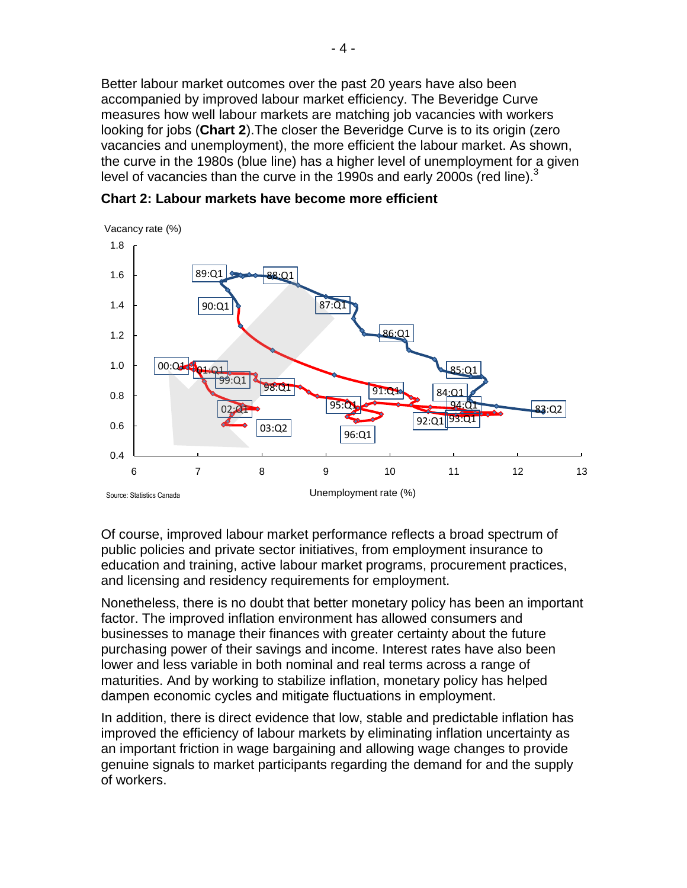Better labour market outcomes over the past 20 years have also been accompanied by improved labour market efficiency. The Beveridge Curve measures how well labour markets are matching job vacancies with workers looking for jobs (**Chart 2**).The closer the Beveridge Curve is to its origin (zero vacancies and unemployment), the more efficient the labour market. As shown, the curve in the 1980s (blue line) has a higher level of unemployment for a given level of vacancies than the curve in the 1990s and early 2000s (red line).[3]

**Chart 2: Labour markets have become more efficient**

Source: Statistics Canada

Of course, improved labour market performance reflects a broad spectrum of public policies and private sector initiatives, from employment insurance to education and training, active labour market programs, procurement practices, and licensing and residency requirements for employment.

Nonetheless, there is no doubt that better monetary policy has been an important factor. The improved inflation environment has allowed consumers and businesses to manage their finances with greater certainty about the future purchasing power of their savings and income. Interest rates have also been lower and less variable in both nominal and real terms across a range of maturities. And by working to stabilize inflation, monetary policy has helped dampen economic cycles and mitigate fluctuations in employment.

In addition, there is direct evidence that low, stable and predictable inflation has improved the efficiency of labour markets by eliminating inflation uncertainty as an important friction in wage bargaining and allowing wage changes to provide genuine signals to market participants regarding the demand for and the supply of workers.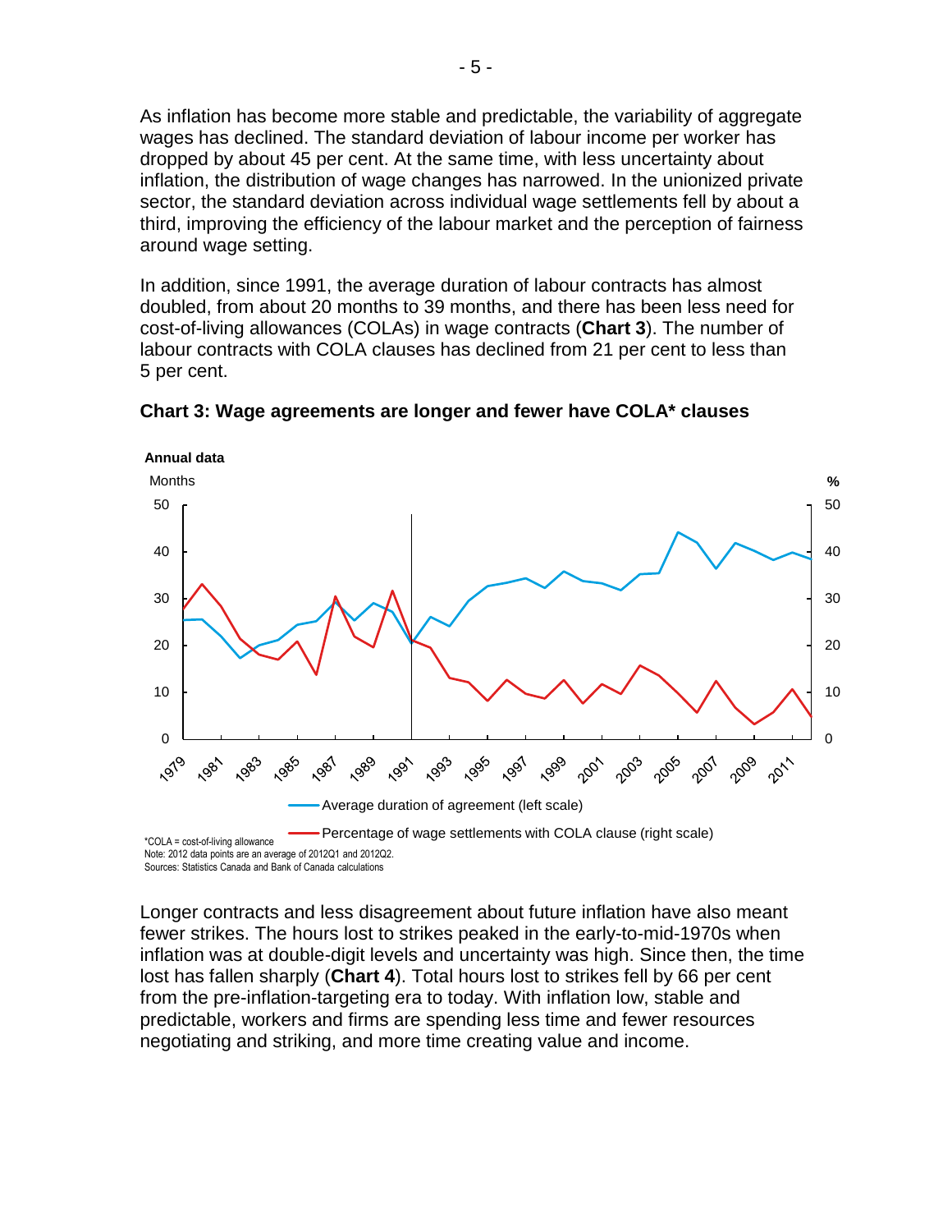As inflation has become more stable and predictable, the variability of aggregate wages has declined. The standard deviation of labour income per worker has dropped by about 45 per cent. At the same time, with less uncertainty about inflation, the distribution of wage changes has narrowed. In the unionized private sector, the standard deviation across individual wage settlements fell by about a third, improving the efficiency of the labour market and the perception of fairness around wage setting.

In addition, since 1991, the average duration of labour contracts has almost doubled, from about 20 months to 39 months, and there has been less need for cost-of-living allowances (COLAs) in wage contracts (**Chart 3**). The number of labour contracts with COLA clauses has declined from 21 per cent to less than 5 per cent.

**Chart 3: Wage agreements are longer and fewer have COLA* clauses**

**Annual data**

*COLA = cost-of-living allowance

Note: 2012 data points are an average of 2012Q1 and 2012Q2.

Sources: Statistics Canada and Bank of Canada calculations

Longer contracts and less disagreement about future inflation have also meant fewer strikes. The hours lost to strikes peaked in the early-to-mid-1970s when inflation was at double-digit levels and uncertainty was high. Since then, the time lost has fallen sharply (**Chart 4**). Total hours lost to strikes fell by 66 per cent from the pre-inflation-targeting era to today. With inflation low, stable and predictable, workers and firms are spending less time and fewer resources negotiating and striking, and more time creating value and income.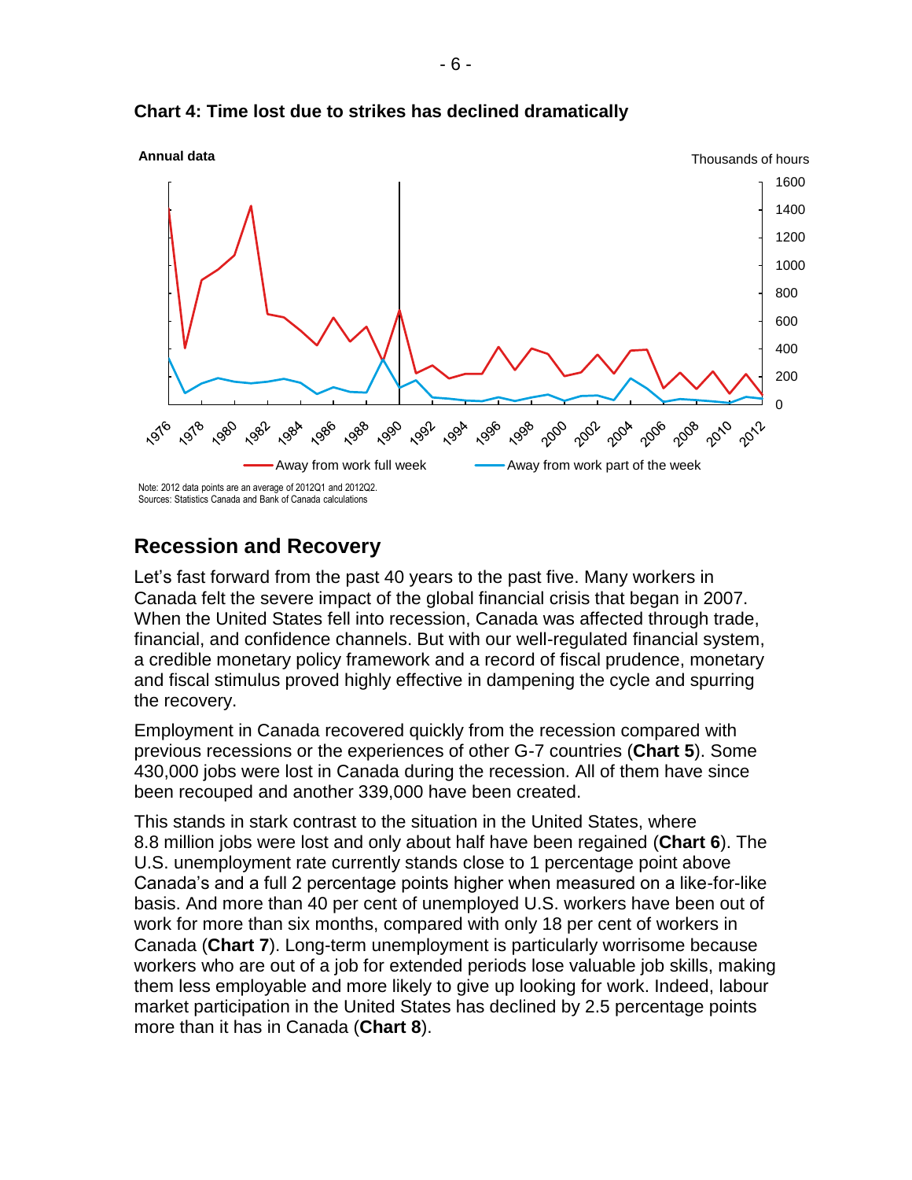**Chart 4: Time lost due to strikes has declined dramatically**

Note: 2012 data points are an average of 2012Q1 and 2012Q2.
Sources: Statistics Canada and Bank of Canada calculations

## Recession and Recovery

Let's fast forward from the past 40 years to the past five. Many workers in Canada felt the severe impact of the global financial crisis that began in 2007. When the United States fell into recession, Canada was affected through trade, financial, and confidence channels. But with our well-regulated financial system, a credible monetary policy framework and a record of fiscal prudence, monetary and fiscal stimulus proved highly effective in dampening the cycle and spurring the recovery.

Employment in Canada recovered quickly from the recession compared with previous recessions or the experiences of other G-7 countries (**Chart 5**). Some 430,000 jobs were lost in Canada during the recession. All of them have since been recouped and another 339,000 have been created.

This stands in stark contrast to the situation in the United States, where 8.8 million jobs were lost and only about half have been regained (**Chart 6**). The U.S. unemployment rate currently stands close to 1 percentage point above Canada's and a full 2 percentage points higher when measured on a like-for-like basis. And more than 40 per cent of unemployed U.S. workers have been out of work for more than six months, compared with only 18 per cent of workers in Canada (**Chart 7**). Long-term unemployment is particularly worrisome because workers who are out of a job for extended periods lose valuable job skills, making them less employable and more likely to give up looking for work. Indeed, labour market participation in the United States has declined by 2.5 percentage points more than it has in Canada (**Chart 8**).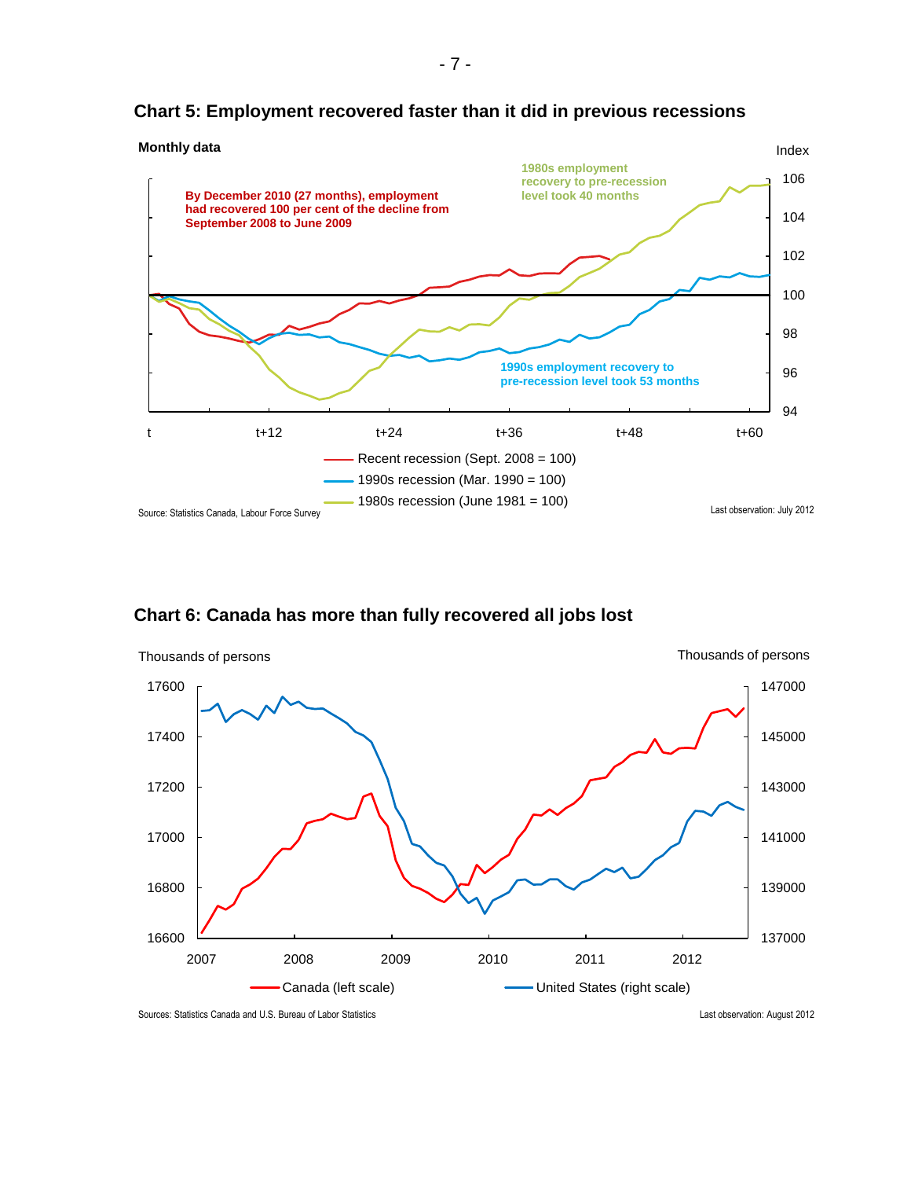### Chart 5: Employment recovered faster than it did in previous recessions

Monthly data

Index

By December 2010 (27 months), employment had recovered 100 per cent of the decline from September 2008 to June 2009

1980s employment recovery to pre-recession level took 40 months

1990s employment recovery to pre-recession level took 53 months

Recent recession (Sept. 2008 = 100)

1990s recession (Mar. 1990 = 100)

1980s recession (June 1981 = 100)

Source: Statistics Canada, Labour Force Survey

Last observation: July 2012

### Chart 6: Canada has more than fully recovered all jobs lost

Thousands of persons

Canada (left scale)

United States (right scale)

Sources: Statistics Canada and U.S. Bureau of Labor Statistics

Last observation: August 2012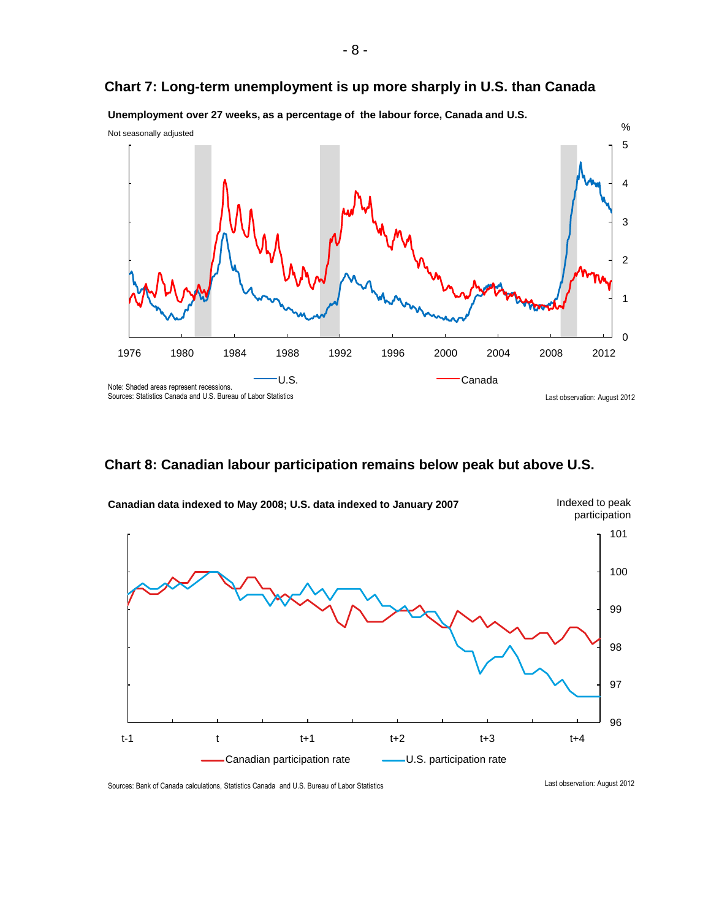## Chart 7: Long-term unemployment is up more sharply in U.S. than Canada

**Unemployment over 27 weeks, as a percentage of the labour force, Canada and U.S.**

Not seasonally adjusted

%

5
4
3
2
1
0

1976 1980 1984 1988 1992 1996 2000 2004 2008 2012

U.S. — Canada

Note: Shaded areas represent recessions.
Sources: Statistics Canada and U.S. Bureau of Labor Statistics

Last observation: August 2012

## Chart 8: Canadian labour participation remains below peak but above U.S.

**Canadian data indexed to May 2008; U.S. data indexed to January 2007**

Indexed to peak participation

101
100
99
98
97
96

t-1 t t+1 t+2 t+3 t+4

Canadian participation rate — U.S. participation rate

Sources: Bank of Canada calculations, Statistics Canada and U.S. Bureau of Labor Statistics

Last observation: August 2012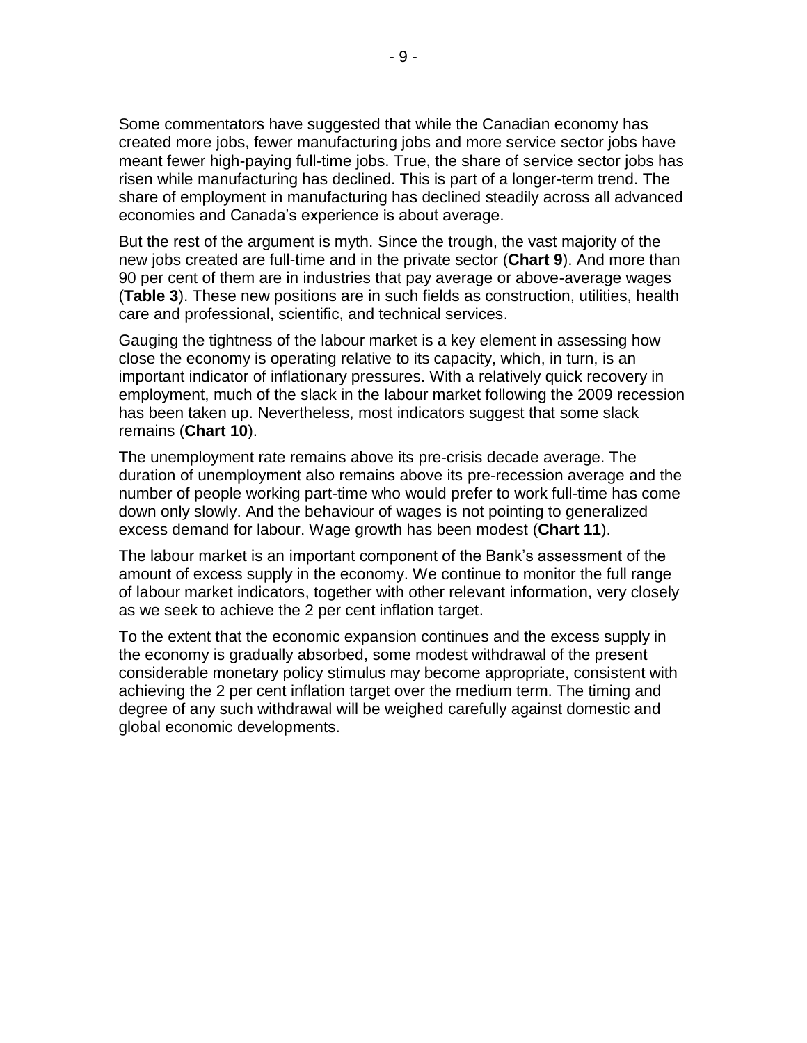Some commentators have suggested that while the Canadian economy has created more jobs, fewer manufacturing jobs and more service sector jobs have meant fewer high-paying full-time jobs. True, the share of service sector jobs has risen while manufacturing has declined. This is part of a longer-term trend. The share of employment in manufacturing has declined steadily across all advanced economies and Canada's experience is about average.

But the rest of the argument is myth. Since the trough, the vast majority of the new jobs created are full-time and in the private sector (**Chart 9**). And more than 90 per cent of them are in industries that pay average or above-average wages (**Table 3**). These new positions are in such fields as construction, utilities, health care and professional, scientific, and technical services.

Gauging the tightness of the labour market is a key element in assessing how close the economy is operating relative to its capacity, which, in turn, is an important indicator of inflationary pressures. With a relatively quick recovery in employment, much of the slack in the labour market following the 2009 recession has been taken up. Nevertheless, most indicators suggest that some slack remains (**Chart 10**).

The unemployment rate remains above its pre-crisis decade average. The duration of unemployment also remains above its pre-recession average and the number of people working part-time who would prefer to work full-time has come down only slowly. And the behaviour of wages is not pointing to generalized excess demand for labour. Wage growth has been modest (**Chart 11**).

The labour market is an important component of the Bank's assessment of the amount of excess supply in the economy. We continue to monitor the full range of labour market indicators, together with other relevant information, very closely as we seek to achieve the 2 per cent inflation target.

To the extent that the economic expansion continues and the excess supply in the economy is gradually absorbed, some modest withdrawal of the present considerable monetary policy stimulus may become appropriate, consistent with achieving the 2 per cent inflation target over the medium term. The timing and degree of any such withdrawal will be weighed carefully against domestic and global economic developments.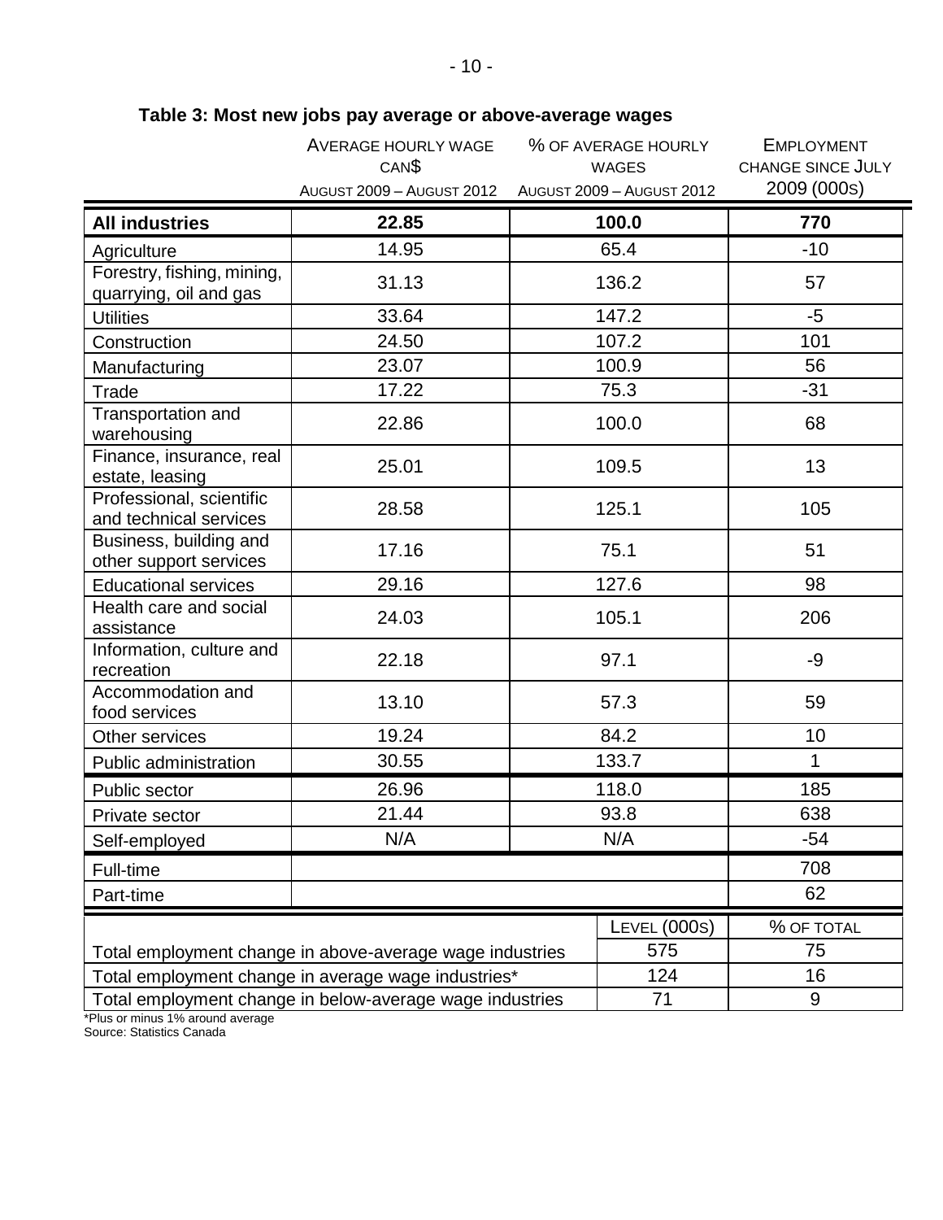**Table 3: Most new jobs pay average or above-average wages**

| | Average hourly wage CAN$ August 2009 – August 2012 | % of average hourly wages August 2009 – August 2012 | Employment change since July 2009 (000s) |
|---|---|---|---|
| **All industries** | **22.85** | **100.0** | **770** |
| Agriculture | 14.95 | 65.4 | -10 |
| Forestry, fishing, mining, quarrying, oil and gas | 31.13 | 136.2 | 57 |
| Utilities | 33.64 | 147.2 | -5 |
| Construction | 24.50 | 107.2 | 101 |
| Manufacturing | 23.07 | 100.9 | 56 |
| Trade | 17.22 | 75.3 | -31 |
| Transportation and warehousing | 22.86 | 100.0 | 68 |
| Finance, insurance, real estate, leasing | 25.01 | 109.5 | 13 |
| Professional, scientific and technical services | 28.58 | 125.1 | 105 |
| Business, building and other support services | 17.16 | 75.1 | 51 |
| Educational services | 29.16 | 127.6 | 98 |
| Health care and social assistance | 24.03 | 105.1 | 206 |
| Information, culture and recreation | 22.18 | 97.1 | -9 |
| Accommodation and food services | 13.10 | 57.3 | 59 |
| Other services | 19.24 | 84.2 | 10 |
| Public administration | 30.55 | 133.7 | 1 |
| Public sector | 26.96 | 118.0 | 185 |
| Private sector | 21.44 | 93.8 | 638 |
| Self-employed | N/A | N/A | -54 |
| Full-time | | | 708 |
| Part-time | | | 62 |

| | Level (000s) | % of total |
|---|---|---|
| Total employment change in above-average wage industries | 575 | 75 |
| Total employment change in average wage industries* | 124 | 16 |
| Total employment change in below-average wage industries | 71 | 9 |

*Plus or minus 1% around average

Source: Statistics Canada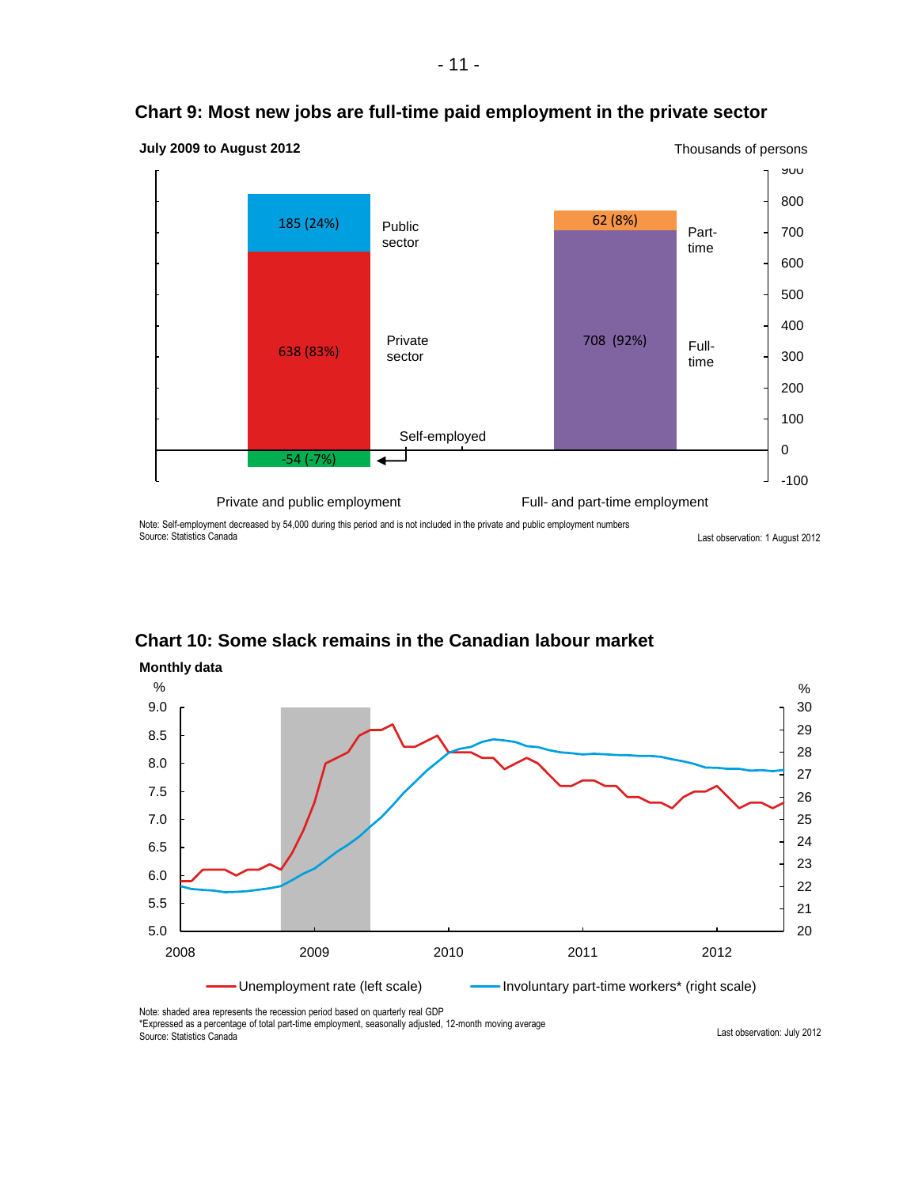## Chart 9: Most new jobs are full-time paid employment in the private sector

**July 2009 to August 2012**

Thousands of persons

| | Private and public employment | Full- and part-time employment |
|---|---|---|
| Public sector | 185 (24%) | |
| Private sector | 638 (83%) | |
| Self-employed | -54 (-7%) | |
| Part-time | | 62 (8%) |
| Full-time | | 708 (92%) |

Note: Self-employment decreased by 54,000 during this period and is not included in the private and public employment numbers
Source: Statistics Canada

Last observation: 1 August 2012

## Chart 10: Some slack remains in the Canadian labour market

**Monthly data**

Unemployment rate (left scale) — Involuntary part-time workers* (right scale)

Note: shaded area represents the recession period based on quarterly real GDP
*Expressed as a percentage of total part-time employment, seasonally adjusted, 12-month moving average
Source: Statistics Canada

Last observation: July 2012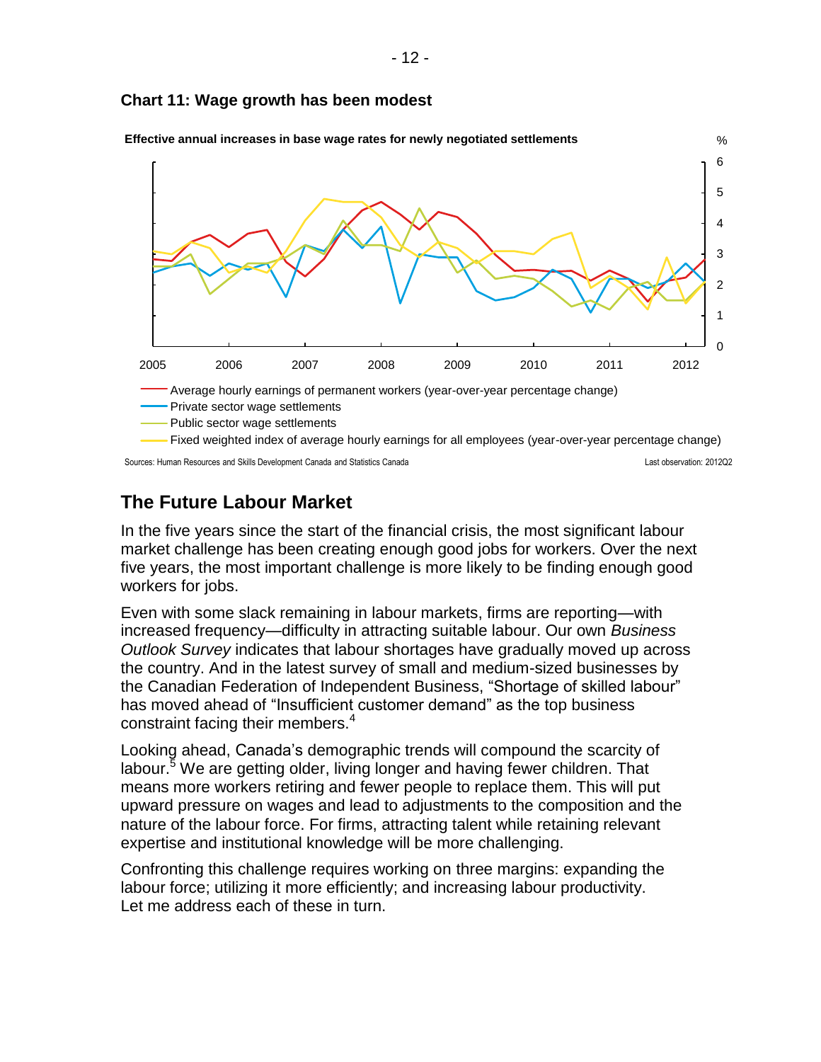**Chart 11: Wage growth has been modest**

**Effective annual increases in base wage rates for newly negotiated settlements**

- Average hourly earnings of permanent workers (year-over-year percentage change)
- Private sector wage settlements
- Public sector wage settlements
- Fixed weighted index of average hourly earnings for all employees (year-over-year percentage change)

Sources: Human Resources and Skills Development Canada and Statistics Canada

Last observation: 2012Q2

## The Future Labour Market

In the five years since the start of the financial crisis, the most significant labour market challenge has been creating enough good jobs for workers. Over the next five years, the most important challenge is more likely to be finding enough good workers for jobs.

Even with some slack remaining in labour markets, firms are reporting—with increased frequency—difficulty in attracting suitable labour. Our own *Business Outlook Survey* indicates that labour shortages have gradually moved up across the country. And in the latest survey of small and medium-sized businesses by the Canadian Federation of Independent Business, "Shortage of skilled labour" has moved ahead of "Insufficient customer demand" as the top business constraint facing their members.[4]

Looking ahead, Canada's demographic trends will compound the scarcity of labour.[5] We are getting older, living longer and having fewer children. That means more workers retiring and fewer people to replace them. This will put upward pressure on wages and lead to adjustments to the composition and the nature of the labour force. For firms, attracting talent while retaining relevant expertise and institutional knowledge will be more challenging.

Confronting this challenge requires working on three margins: expanding the labour force; utilizing it more efficiently; and increasing labour productivity. Let me address each of these in turn.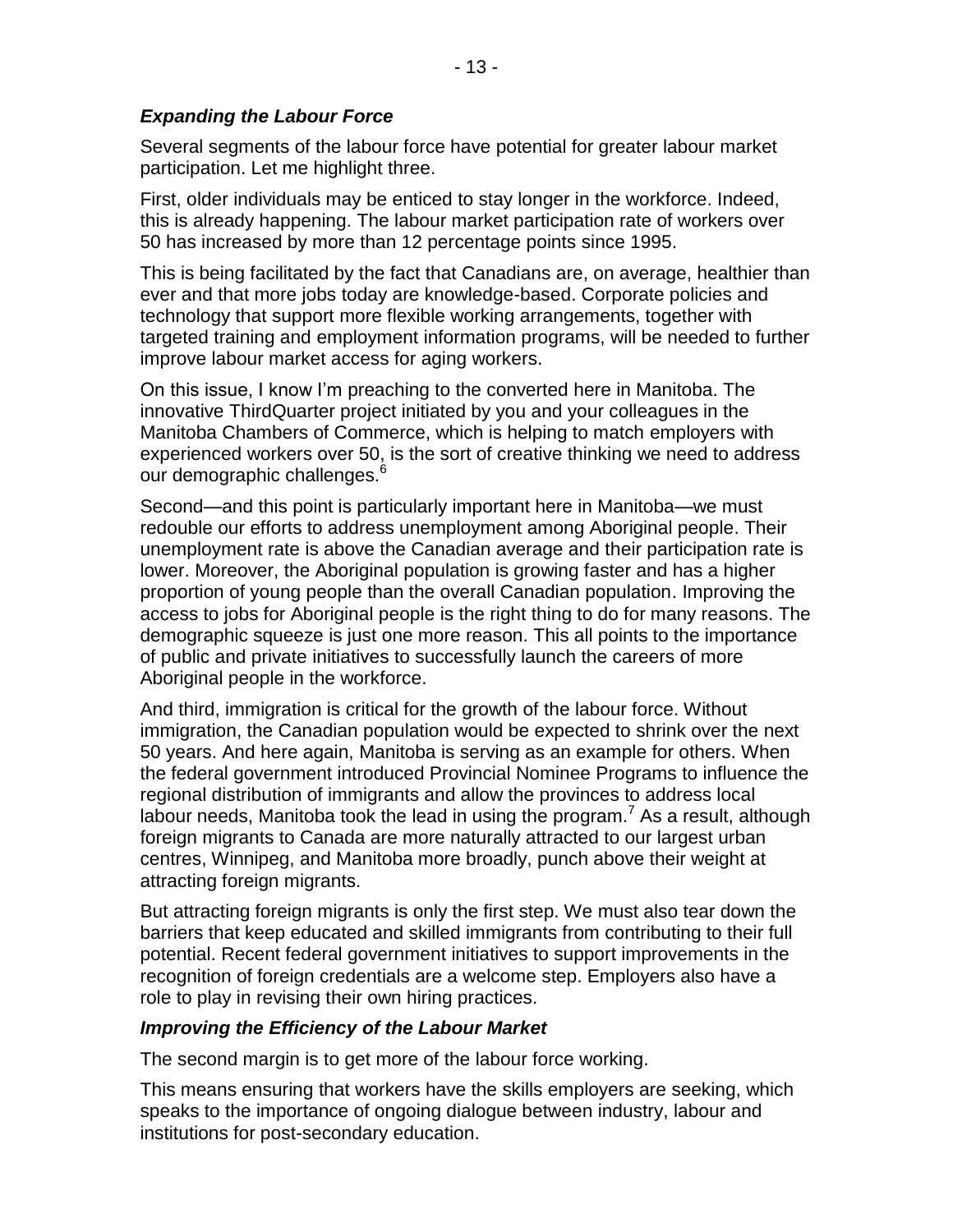### *Expanding the Labour Force*

Several segments of the labour force have potential for greater labour market participation. Let me highlight three.

First, older individuals may be enticed to stay longer in the workforce. Indeed, this is already happening. The labour market participation rate of workers over 50 has increased by more than 12 percentage points since 1995.

This is being facilitated by the fact that Canadians are, on average, healthier than ever and that more jobs today are knowledge-based. Corporate policies and technology that support more flexible working arrangements, together with targeted training and employment information programs, will be needed to further improve labour market access for aging workers.

On this issue, I know I'm preaching to the converted here in Manitoba. The innovative ThirdQuarter project initiated by you and your colleagues in the Manitoba Chambers of Commerce, which is helping to match employers with experienced workers over 50, is the sort of creative thinking we need to address our demographic challenges.[6]

Second—and this point is particularly important here in Manitoba—we must redouble our efforts to address unemployment among Aboriginal people. Their unemployment rate is above the Canadian average and their participation rate is lower. Moreover, the Aboriginal population is growing faster and has a higher proportion of young people than the overall Canadian population. Improving the access to jobs for Aboriginal people is the right thing to do for many reasons. The demographic squeeze is just one more reason. This all points to the importance of public and private initiatives to successfully launch the careers of more Aboriginal people in the workforce.

And third, immigration is critical for the growth of the labour force. Without immigration, the Canadian population would be expected to shrink over the next 50 years. And here again, Manitoba is serving as an example for others. When the federal government introduced Provincial Nominee Programs to influence the regional distribution of immigrants and allow the provinces to address local labour needs, Manitoba took the lead in using the program.[7] As a result, although foreign migrants to Canada are more naturally attracted to our largest urban centres, Winnipeg, and Manitoba more broadly, punch above their weight at attracting foreign migrants.

But attracting foreign migrants is only the first step. We must also tear down the barriers that keep educated and skilled immigrants from contributing to their full potential. Recent federal government initiatives to support improvements in the recognition of foreign credentials are a welcome step. Employers also have a role to play in revising their own hiring practices.

### *Improving the Efficiency of the Labour Market*

The second margin is to get more of the labour force working.

This means ensuring that workers have the skills employers are seeking, which speaks to the importance of ongoing dialogue between industry, labour and institutions for post-secondary education.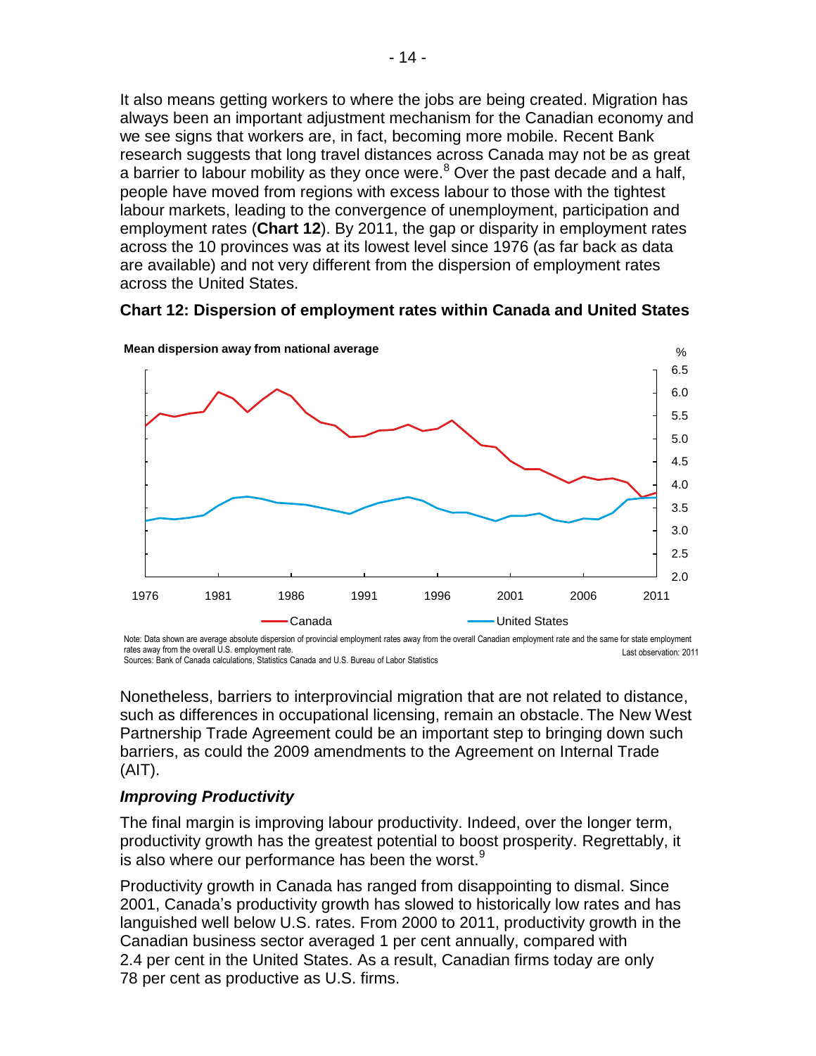It also means getting workers to where the jobs are being created. Migration has always been an important adjustment mechanism for the Canadian economy and we see signs that workers are, in fact, becoming more mobile. Recent Bank research suggests that long travel distances across Canada may not be as great a barrier to labour mobility as they once were.[8] Over the past decade and a half, people have moved from regions with excess labour to those with the tightest labour markets, leading to the convergence of unemployment, participation and employment rates (**Chart 12**). By 2011, the gap or disparity in employment rates across the 10 provinces was at its lowest level since 1976 (as far back as data are available) and not very different from the dispersion of employment rates across the United States.

**Chart 12: Dispersion of employment rates within Canada and United States**

**Mean dispersion away from national average**

Note: Data shown are average absolute dispersion of provincial employment rates away from the overall Canadian employment rate and the same for state employment rates away from the overall U.S. employment rate.

Last observation: 2011

Sources: Bank of Canada calculations, Statistics Canada and U.S. Bureau of Labor Statistics

Nonetheless, barriers to interprovincial migration that are not related to distance, such as differences in occupational licensing, remain an obstacle. The New West Partnership Trade Agreement could be an important step to bringing down such barriers, as could the 2009 amendments to the Agreement on Internal Trade (AIT).

### *Improving Productivity*

The final margin is improving labour productivity. Indeed, over the longer term, productivity growth has the greatest potential to boost prosperity. Regrettably, it is also where our performance has been the worst.[9]

Productivity growth in Canada has ranged from disappointing to dismal. Since 2001, Canada's productivity growth has slowed to historically low rates and has languished well below U.S. rates. From 2000 to 2011, productivity growth in the Canadian business sector averaged 1 per cent annually, compared with 2.4 per cent in the United States. As a result, Canadian firms today are only 78 per cent as productive as U.S. firms.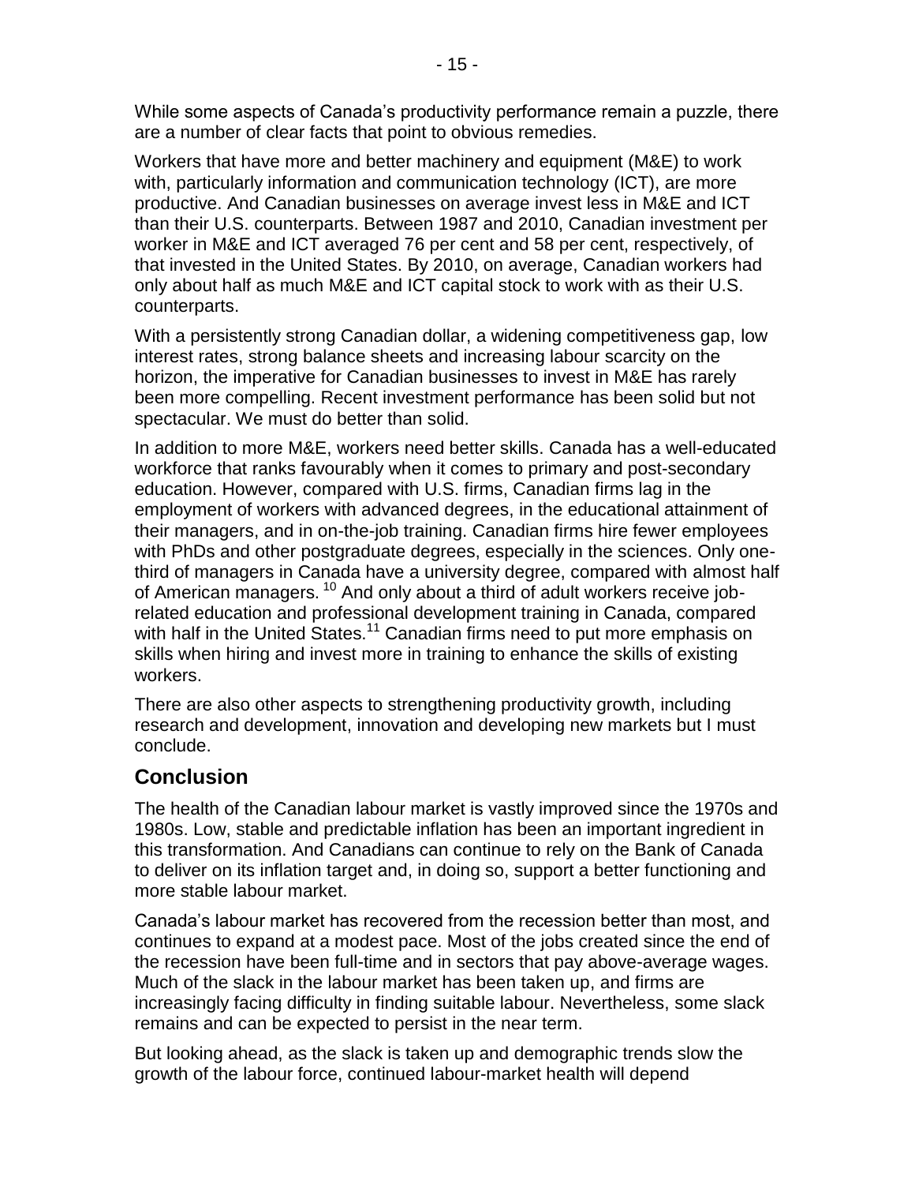While some aspects of Canada's productivity performance remain a puzzle, there are a number of clear facts that point to obvious remedies.

Workers that have more and better machinery and equipment (M&E) to work with, particularly information and communication technology (ICT), are more productive. And Canadian businesses on average invest less in M&E and ICT than their U.S. counterparts. Between 1987 and 2010, Canadian investment per worker in M&E and ICT averaged 76 per cent and 58 per cent, respectively, of that invested in the United States. By 2010, on average, Canadian workers had only about half as much M&E and ICT capital stock to work with as their U.S. counterparts.

With a persistently strong Canadian dollar, a widening competitiveness gap, low interest rates, strong balance sheets and increasing labour scarcity on the horizon, the imperative for Canadian businesses to invest in M&E has rarely been more compelling. Recent investment performance has been solid but not spectacular. We must do better than solid.

In addition to more M&E, workers need better skills. Canada has a well-educated workforce that ranks favourably when it comes to primary and post-secondary education. However, compared with U.S. firms, Canadian firms lag in the employment of workers with advanced degrees, in the educational attainment of their managers, and in on-the-job training. Canadian firms hire fewer employees with PhDs and other postgraduate degrees, especially in the sciences. Only one-third of managers in Canada have a university degree, compared with almost half of American managers.[10] And only about a third of adult workers receive job-related education and professional development training in Canada, compared with half in the United States.[11] Canadian firms need to put more emphasis on skills when hiring and invest more in training to enhance the skills of existing workers.

There are also other aspects to strengthening productivity growth, including research and development, innovation and developing new markets but I must conclude.

## Conclusion

The health of the Canadian labour market is vastly improved since the 1970s and 1980s. Low, stable and predictable inflation has been an important ingredient in this transformation. And Canadians can continue to rely on the Bank of Canada to deliver on its inflation target and, in doing so, support a better functioning and more stable labour market.

Canada's labour market has recovered from the recession better than most, and continues to expand at a modest pace. Most of the jobs created since the end of the recession have been full-time and in sectors that pay above-average wages. Much of the slack in the labour market has been taken up, and firms are increasingly facing difficulty in finding suitable labour. Nevertheless, some slack remains and can be expected to persist in the near term.

But looking ahead, as the slack is taken up and demographic trends slow the growth of the labour force, continued labour-market health will depend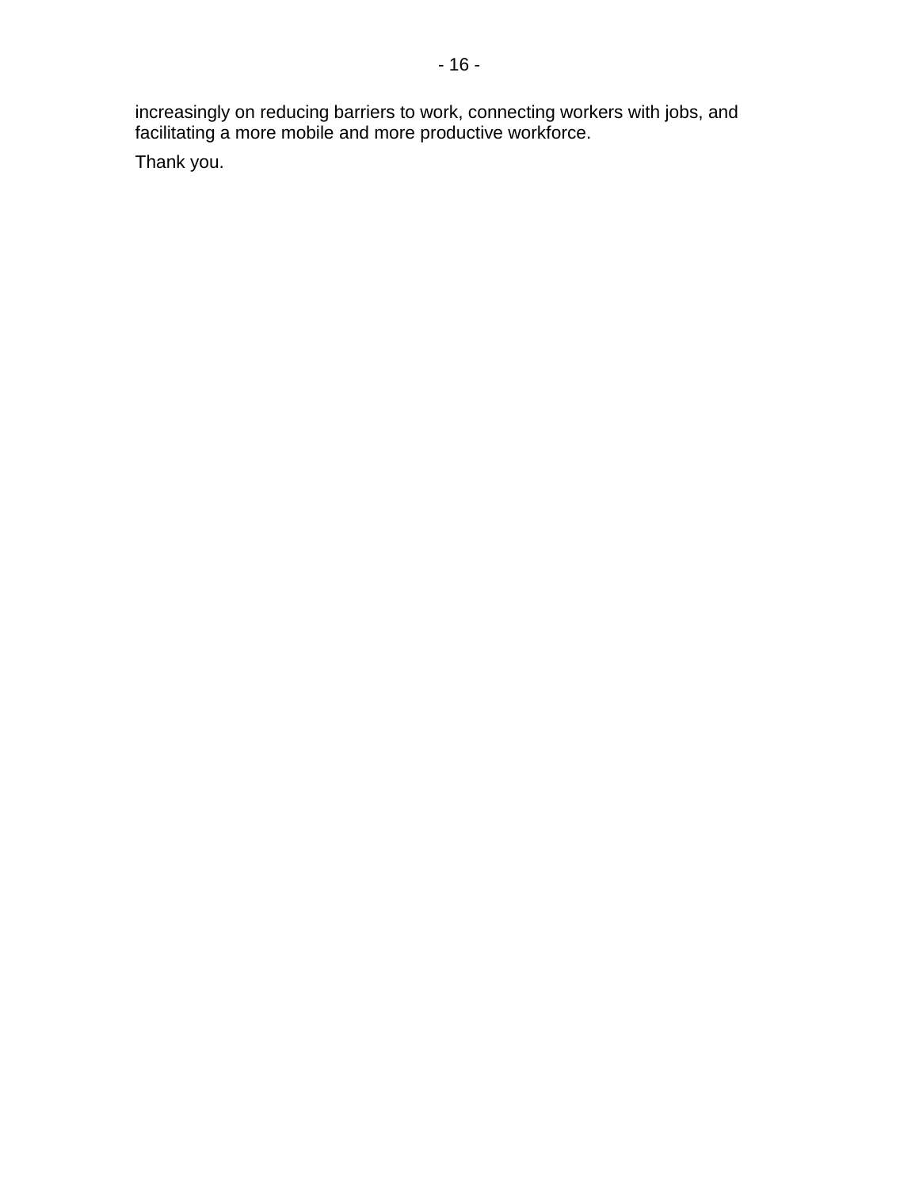increasingly on reducing barriers to work, connecting workers with jobs, and facilitating a more mobile and more productive workforce.

Thank you.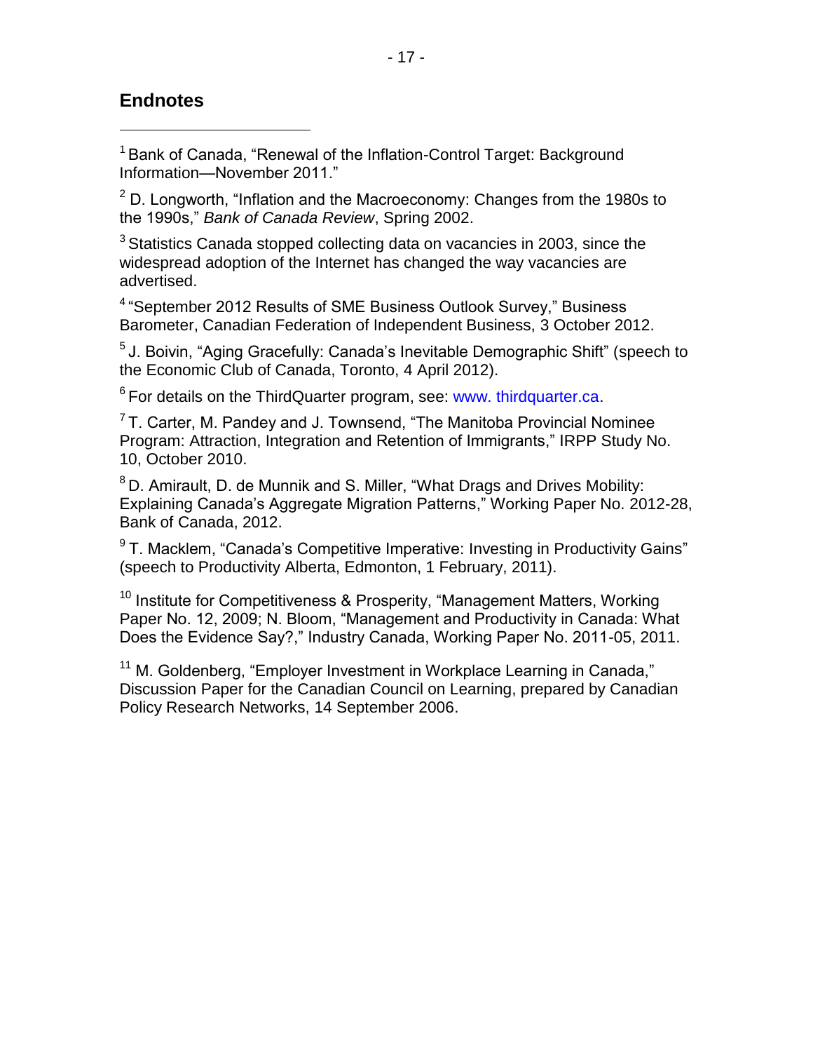## Endnotes

[1] Bank of Canada, “Renewal of the Inflation-Control Target: Background Information—November 2011.”

[2] D. Longworth, “Inflation and the Macroeconomy: Changes from the 1980s to the 1990s,” *Bank of Canada Review*, Spring 2002.

[3] Statistics Canada stopped collecting data on vacancies in 2003, since the widespread adoption of the Internet has changed the way vacancies are advertised.

[4] “September 2012 Results of SME Business Outlook Survey,” Business Barometer, Canadian Federation of Independent Business, 3 October 2012.

[5] J. Boivin, “Aging Gracefully: Canada’s Inevitable Demographic Shift” (speech to the Economic Club of Canada, Toronto, 4 April 2012).

[6] For details on the ThirdQuarter program, see: www. thirdquarter.ca.

[7] T. Carter, M. Pandey and J. Townsend, “The Manitoba Provincial Nominee Program: Attraction, Integration and Retention of Immigrants,” IRPP Study No. 10, October 2010.

[8] D. Amirault, D. de Munnik and S. Miller, “What Drags and Drives Mobility: Explaining Canada’s Aggregate Migration Patterns,” Working Paper No. 2012-28, Bank of Canada, 2012.

[9] T. Macklem, “Canada’s Competitive Imperative: Investing in Productivity Gains” (speech to Productivity Alberta, Edmonton, 1 February, 2011).

[10] Institute for Competitiveness & Prosperity, “Management Matters, Working Paper No. 12, 2009; N. Bloom, “Management and Productivity in Canada: What Does the Evidence Say?,” Industry Canada, Working Paper No. 2011-05, 2011.

[11] M. Goldenberg, “Employer Investment in Workplace Learning in Canada,” Discussion Paper for the Canadian Council on Learning, prepared by Canadian Policy Research Networks, 14 September 2006.